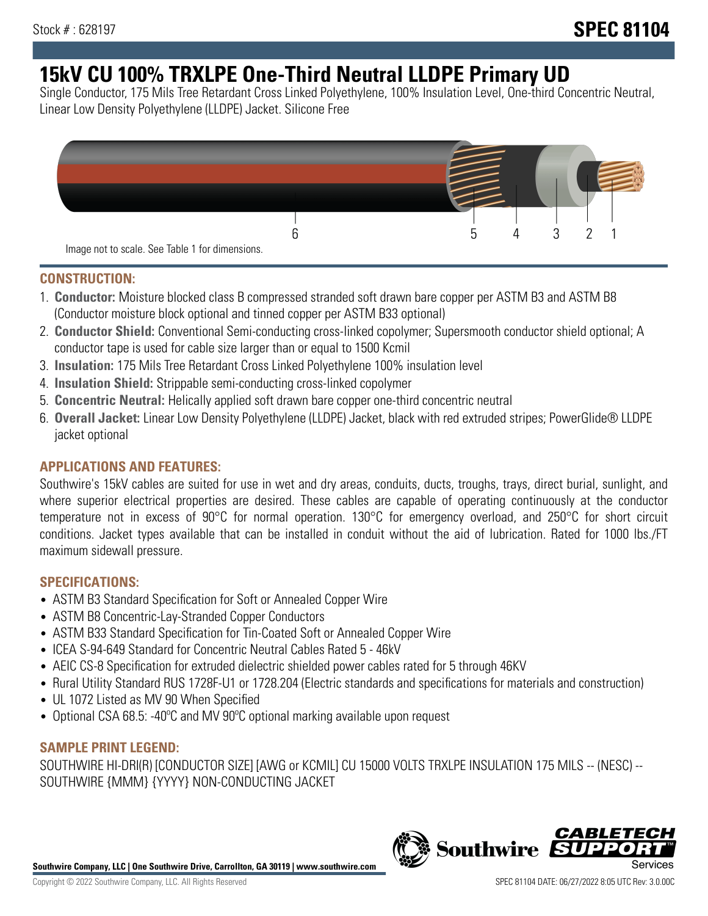Stock # : 628197

# SPEC 81104

# 15kV CU 100% TRXLPE One-Third Neutral LLDPE Primary UD

Single Conductor, 175 Mils Tree Retardant Cross Linked Polyethylene, 100% Insulation Level, One-third Concentric Neutral, Linear Low Density Polyethylene (LLDPE) Jacket. Silicone Free

6 5 4 3 2 1

Image not to scale. See Table 1 for dimensions.

## CONSTRUCTION:

1. **Conductor:** Moisture blocked class B compressed stranded soft drawn bare copper per ASTM B3 and ASTM B8 (Conductor moisture block optional and tinned copper per ASTM B33 optional)
2. **Conductor Shield:** Conventional Semi-conducting cross-linked copolymer; Supersmooth conductor shield optional; A conductor tape is used for cable size larger than or equal to 1500 Kcmil
3. **Insulation:** 175 Mils Tree Retardant Cross Linked Polyethylene 100% insulation level
4. **Insulation Shield:** Strippable semi-conducting cross-linked copolymer
5. **Concentric Neutral:** Helically applied soft drawn bare copper one-third concentric neutral
6. **Overall Jacket:** Linear Low Density Polyethylene (LLDPE) Jacket, black with red extruded stripes; PowerGlide® LLDPE jacket optional

## APPLICATIONS AND FEATURES:

Southwire's 15kV cables are suited for use in wet and dry areas, conduits, ducts, troughs, trays, direct burial, sunlight, and where superior electrical properties are desired. These cables are capable of operating continuously at the conductor temperature not in excess of 90°C for normal operation. 130°C for emergency overload, and 250°C for short circuit conditions. Jacket types available that can be installed in conduit without the aid of lubrication. Rated for 1000 lbs./FT maximum sidewall pressure.

## SPECIFICATIONS:

- ASTM B3 Standard Specification for Soft or Annealed Copper Wire
- ASTM B8 Concentric-Lay-Stranded Copper Conductors
- ASTM B33 Standard Specification for Tin-Coated Soft or Annealed Copper Wire
- ICEA S-94-649 Standard for Concentric Neutral Cables Rated 5 - 46kV
- AEIC CS-8 Specification for extruded dielectric shielded power cables rated for 5 through 46KV
- Rural Utility Standard RUS 1728F-U1 or 1728.204 (Electric standards and specifications for materials and construction)
- UL 1072 Listed as MV 90 When Specified
- Optional CSA 68.5: -40ºC and MV 90ºC optional marking available upon request

## SAMPLE PRINT LEGEND:

SOUTHWIRE HI-DRI(R) [CONDUCTOR SIZE] [AWG or KCMIL] CU 15000 VOLTS TRXLPE INSULATION 175 MILS -- (NESC) -- SOUTHWIRE {MMM} {YYYY} NON-CONDUCTING JACKET

**Southwire Company, LLC | One Southwire Drive, Carrollton, GA 30119 | www.southwire.com**

Copyright © 2022 Southwire Company, LLC. All Rights Reserved

SPEC 81104 DATE: 06/27/2022 8:05 UTC Rev: 3.0.00C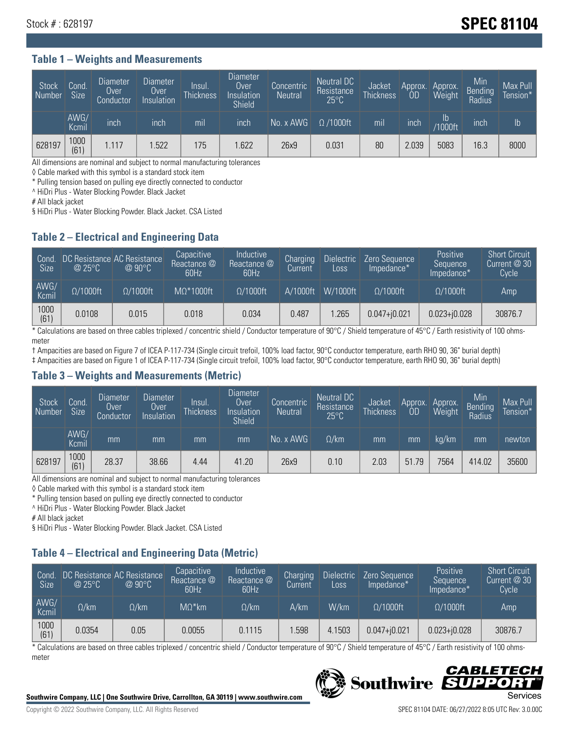Stock # : 628197

# SPEC 81104

## Table 1 – Weights and Measurements

| Stock Number | Cond. Size | Diameter Over Conductor | Diameter Over Insulation | Insul. Thickness | Diameter Over Insulation Shield | Concentric Neutral | Neutral DC Resistance 25°C | Jacket Thickness | Approx. OD | Approx. Weight | Min Bending Radius | Max Pull Tension* |
|---|---|---|---|---|---|---|---|---|---|---|---|---|
| | AWG/ Kcmil | inch | inch | mil | inch | No. x AWG | Ω /1000ft | mil | inch | lb /1000ft | inch | lb |
| 628197 | 1000 (61) | 1.117 | 1.522 | 175 | 1.622 | 26x9 | 0.031 | 80 | 2.039 | 5083 | 16.3 | 8000 |

All dimensions are nominal and subject to normal manufacturing tolerances

◊ Cable marked with this symbol is a standard stock item

* Pulling tension based on pulling eye directly connected to conductor

^ HiDri Plus - Water Blocking Powder. Black Jacket

# All black jacket

§ HiDri Plus - Water Blocking Powder. Black Jacket. CSA Listed

## Table 2 – Electrical and Engineering Data

| Cond. Size | DC Resistance @ 25°C | AC Resistance @ 90°C | Capacitive Reactance @ 60Hz | Inductive Reactance @ 60Hz | Charging Current | Dielectric Loss | Zero Sequence Impedance* | Positive Sequence Impedance* | Short Circuit Current @ 30 Cycle |
|---|---|---|---|---|---|---|---|---|---|
| AWG/ Kcmil | Ω/1000ft | Ω/1000ft | MΩ*1000ft | Ω/1000ft | A/1000ft | W/1000ft | Ω/1000ft | Ω/1000ft | Amp |
| 1000 (61) | 0.0108 | 0.015 | 0.018 | 0.034 | 0.487 | 1.265 | 0.047+j0.021 | 0.023+j0.028 | 30876.7 |

* Calculations are based on three cables triplexed / concentric shield / Conductor temperature of 90°C / Shield temperature of 45°C / Earth resistivity of 100 ohms-meter

† Ampacities are based on Figure 7 of ICEA P-117-734 (Single circuit trefoil, 100% load factor, 90°C conductor temperature, earth RHO 90, 36" burial depth)

‡ Ampacities are based on Figure 1 of ICEA P-117-734 (Single circuit trefoil, 100% load factor, 90°C conductor temperature, earth RHO 90, 36" burial depth)

## Table 3 – Weights and Measurements (Metric)

| Stock Number | Cond. Size | Diameter Over Conductor | Diameter Over Insulation | Insul. Thickness | Diameter Over Insulation Shield | Concentric Neutral | Neutral DC Resistance 25°C | Jacket Thickness | Approx. OD | Approx. Weight | Min Bending Radius | Max Pull Tension* |
|---|---|---|---|---|---|---|---|---|---|---|---|---|
| | AWG/ Kcmil | mm | mm | mm | mm | No. x AWG | Ω/km | mm | mm | kg/km | mm | newton |
| 628197 | 1000 (61) | 28.37 | 38.66 | 4.44 | 41.20 | 26x9 | 0.10 | 2.03 | 51.79 | 7564 | 414.02 | 35600 |

All dimensions are nominal and subject to normal manufacturing tolerances

◊ Cable marked with this symbol is a standard stock item

* Pulling tension based on pulling eye directly connected to conductor

^ HiDri Plus - Water Blocking Powder. Black Jacket

# All black jacket

§ HiDri Plus - Water Blocking Powder. Black Jacket. CSA Listed

## Table 4 – Electrical and Engineering Data (Metric)

| Cond. Size | DC Resistance @ 25°C | AC Resistance @ 90°C | Capacitive Reactance @ 60Hz | Inductive Reactance @ 60Hz | Charging Current | Dielectric Loss | Zero Sequence Impedance* | Positive Sequence Impedance* | Short Circuit Current @ 30 Cycle |
|---|---|---|---|---|---|---|---|---|---|
| AWG/ Kcmil | Ω/km | Ω/km | MΩ*km | Ω/km | A/km | W/km | Ω/1000ft | Ω/1000ft | Amp |
| 1000 (61) | 0.0354 | 0.05 | 0.0055 | 0.1115 | 1.598 | 4.1503 | 0.047+j0.021 | 0.023+j0.028 | 30876.7 |

* Calculations are based on three cables triplexed / concentric shield / Conductor temperature of 90°C / Shield temperature of 45°C / Earth resistivity of 100 ohms-meter

**Southwire Company, LLC | One Southwire Drive, Carrollton, GA 30119 | www.southwire.com**

Copyright © 2022 Southwire Company, LLC. All Rights Reserved

SPEC 81104 DATE: 06/27/2022 8:05 UTC Rev: 3.0.00C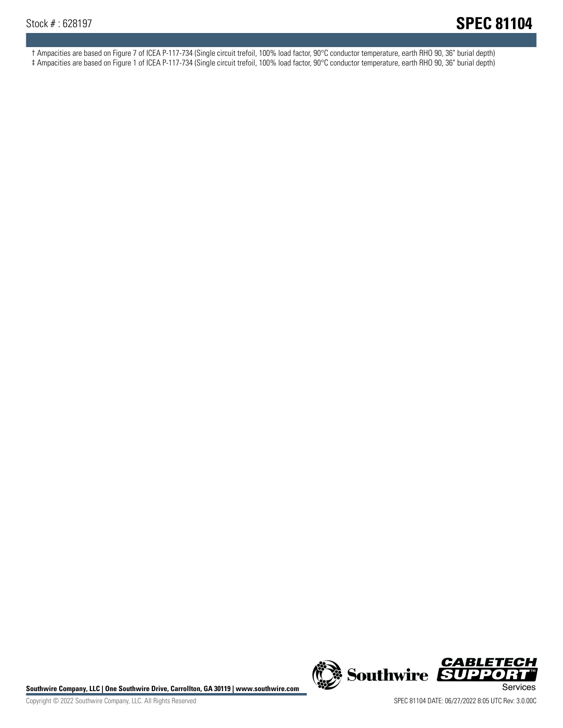† Ampacities are based on Figure 7 of ICEA P-117-734 (Single circuit trefoil, 100% load factor, 90°C conductor temperature, earth RHO 90, 36" burial depth)

‡ Ampacities are based on Figure 1 of ICEA P-117-734 (Single circuit trefoil, 100% load factor, 90°C conductor temperature, earth RHO 90, 36" burial depth)